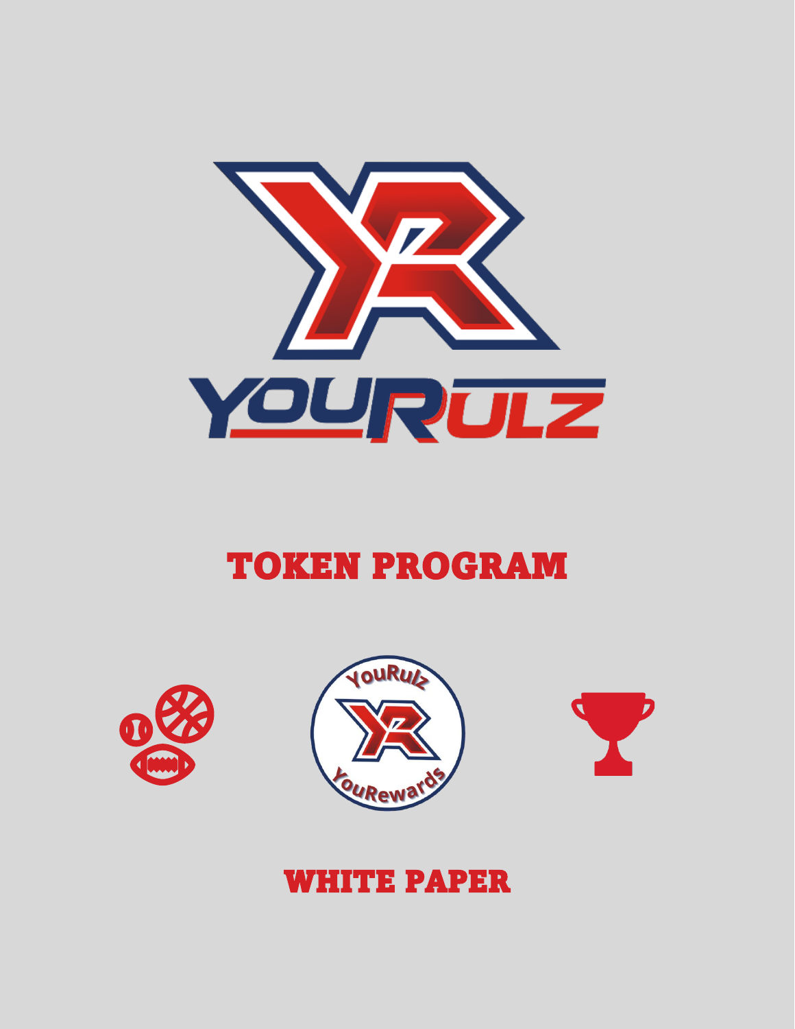# TOKEN PROGRAM

# WHITE PAPER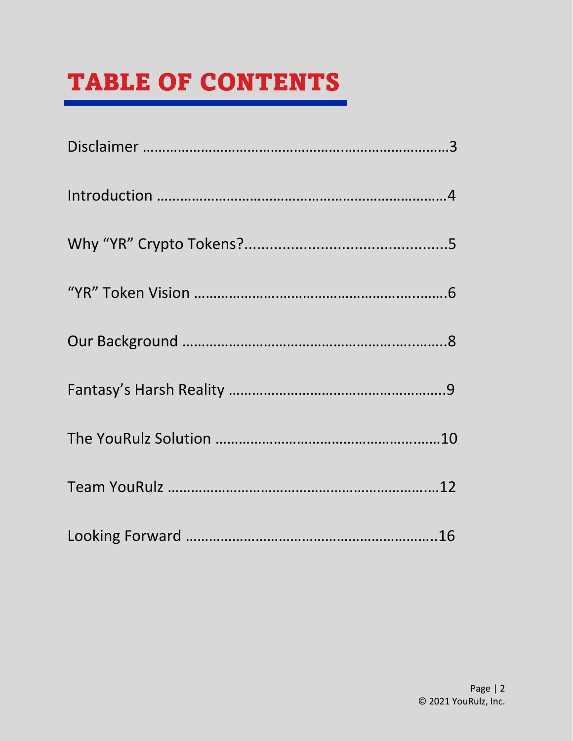# TABLE OF CONTENTS

Disclaimer ……………………………………………………………………3

Introduction …………………………………………………………………4

Why "YR" Crypto Tokens?.............................................5

"YR" Token Vision …………………………………………………………6

Our Background ……………………………………………………………8

Fantasy's Harsh Reality ……………………………………………………9

The YouRulz Solution ……………………………………………………10

Team YouRulz ………………………………………………………………12

Looking Forward …………………………………………………………16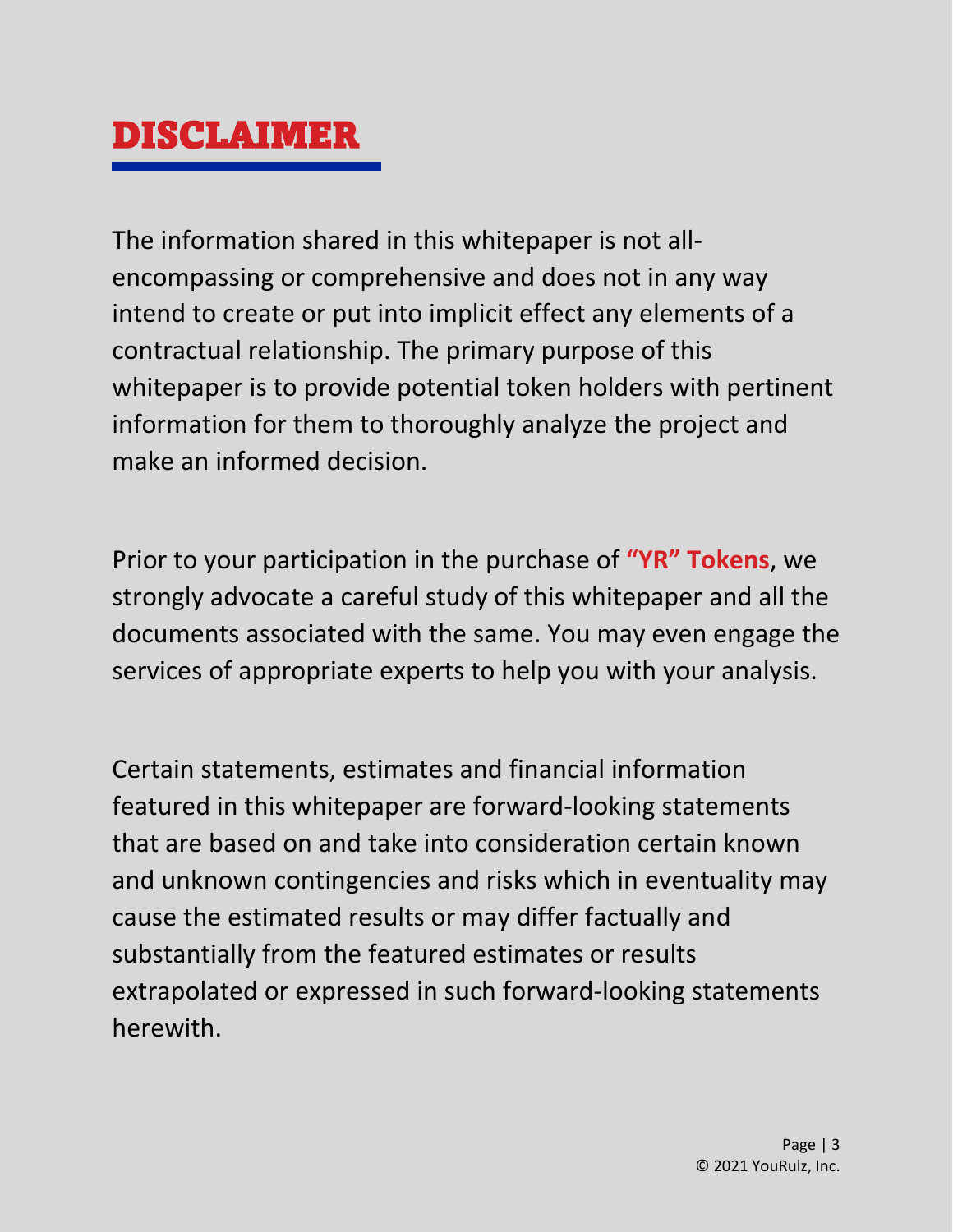# DISCLAIMER

The information shared in this whitepaper is not all-encompassing or comprehensive and does not in any way intend to create or put into implicit effect any elements of a contractual relationship. The primary purpose of this whitepaper is to provide potential token holders with pertinent information for them to thoroughly analyze the project and make an informed decision.

Prior to your participation in the purchase of **"YR" Tokens**, we strongly advocate a careful study of this whitepaper and all the documents associated with the same. You may even engage the services of appropriate experts to help you with your analysis.

Certain statements, estimates and financial information featured in this whitepaper are forward-looking statements that are based on and take into consideration certain known and unknown contingencies and risks which in eventuality may cause the estimated results or may differ factually and substantially from the featured estimates or results extrapolated or expressed in such forward-looking statements herewith.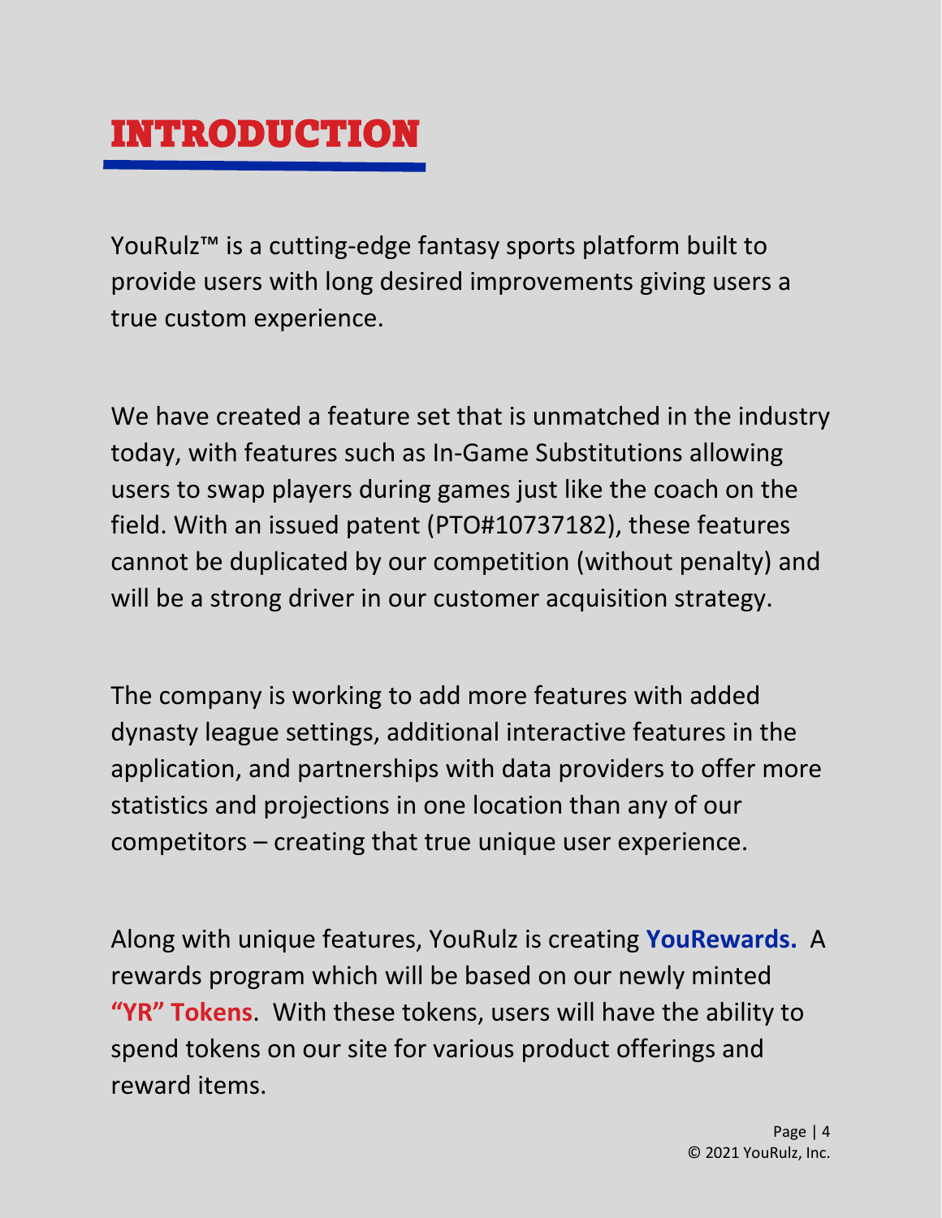# INTRODUCTION

YouRulz™ is a cutting-edge fantasy sports platform built to provide users with long desired improvements giving users a true custom experience.

We have created a feature set that is unmatched in the industry today, with features such as In-Game Substitutions allowing users to swap players during games just like the coach on the field. With an issued patent (PTO#10737182), these features cannot be duplicated by our competition (without penalty) and will be a strong driver in our customer acquisition strategy.

The company is working to add more features with added dynasty league settings, additional interactive features in the application, and partnerships with data providers to offer more statistics and projections in one location than any of our competitors – creating that true unique user experience.

Along with unique features, YouRulz is creating **YouRewards.** A rewards program which will be based on our newly minted **"YR" Tokens**. With these tokens, users will have the ability to spend tokens on our site for various product offerings and reward items.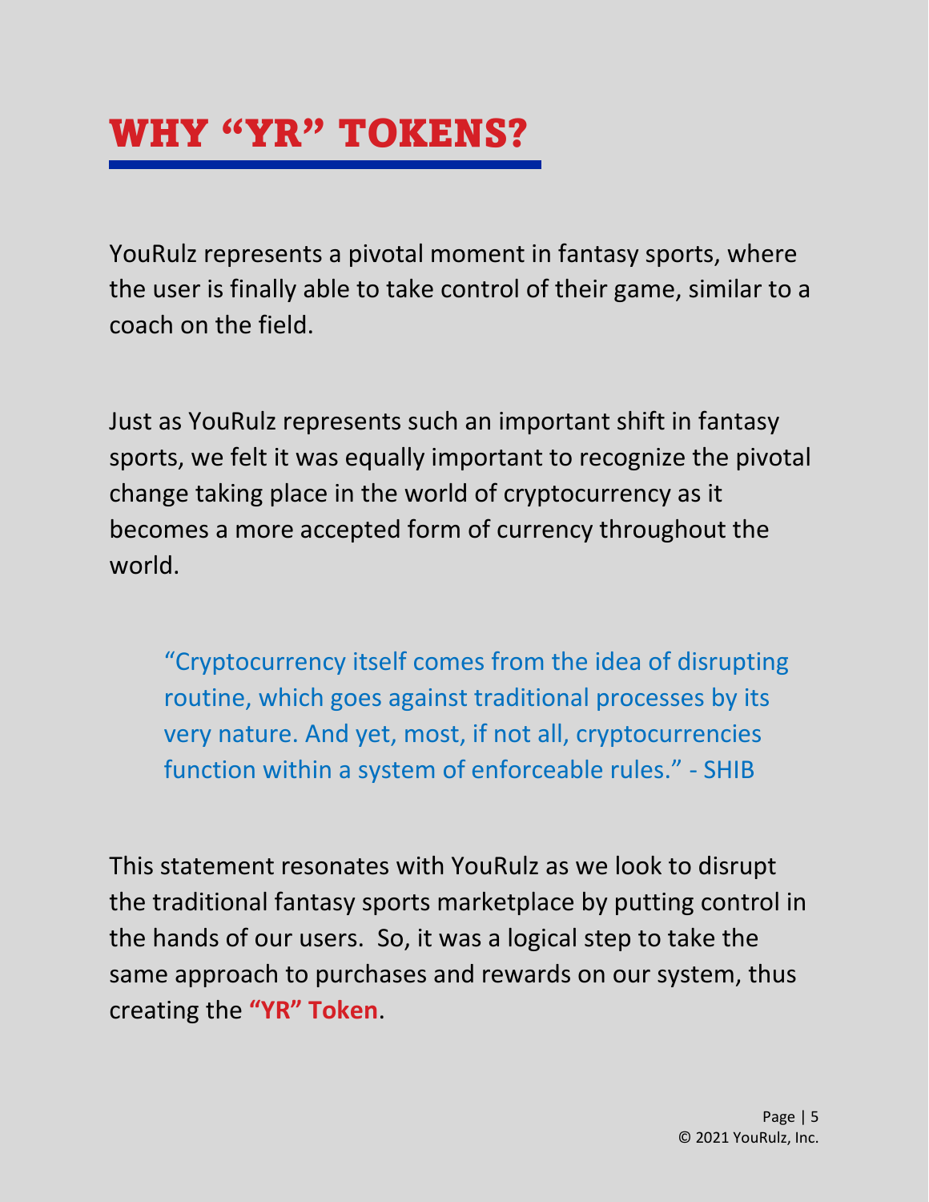# WHY "YR" TOKENS?

YouRulz represents a pivotal moment in fantasy sports, where the user is finally able to take control of their game, similar to a coach on the field.

Just as YouRulz represents such an important shift in fantasy sports, we felt it was equally important to recognize the pivotal change taking place in the world of cryptocurrency as it becomes a more accepted form of currency throughout the world.

> "Cryptocurrency itself comes from the idea of disrupting routine, which goes against traditional processes by its very nature. And yet, most, if not all, cryptocurrencies function within a system of enforceable rules." - SHIB

This statement resonates with YouRulz as we look to disrupt the traditional fantasy sports marketplace by putting control in the hands of our users. So, it was a logical step to take the same approach to purchases and rewards on our system, thus creating the **"YR" Token**.

© 2021 YouRulz, Inc.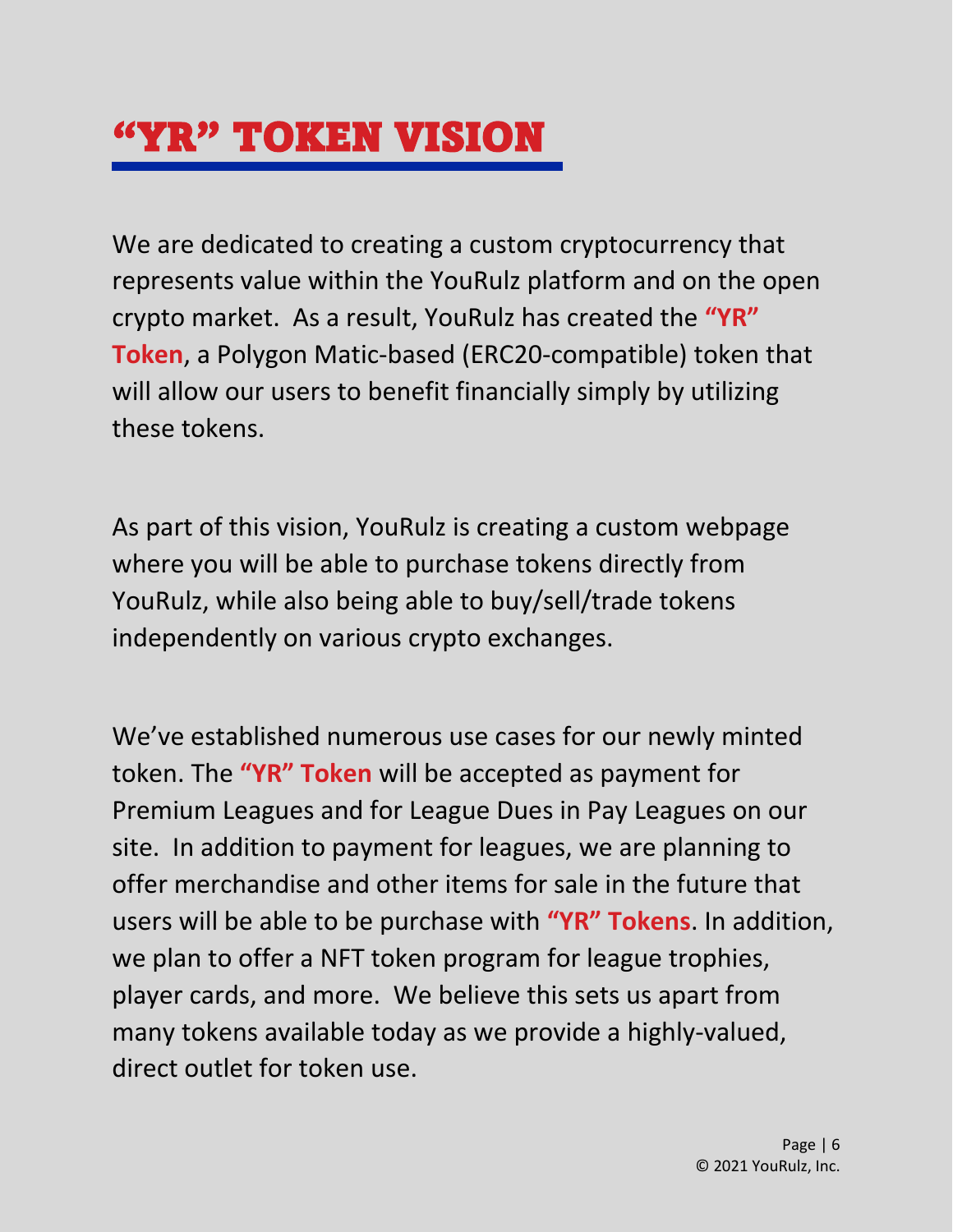# "YR" TOKEN VISION

We are dedicated to creating a custom cryptocurrency that represents value within the YouRulz platform and on the open crypto market. As a result, YouRulz has created the **"YR" Token**, a Polygon Matic-based (ERC20-compatible) token that will allow our users to benefit financially simply by utilizing these tokens.

As part of this vision, YouRulz is creating a custom webpage where you will be able to purchase tokens directly from YouRulz, while also being able to buy/sell/trade tokens independently on various crypto exchanges.

We've established numerous use cases for our newly minted token. The **"YR" Token** will be accepted as payment for Premium Leagues and for League Dues in Pay Leagues on our site. In addition to payment for leagues, we are planning to offer merchandise and other items for sale in the future that users will be able to be purchase with **"YR" Tokens**. In addition, we plan to offer a NFT token program for league trophies, player cards, and more. We believe this sets us apart from many tokens available today as we provide a highly-valued, direct outlet for token use.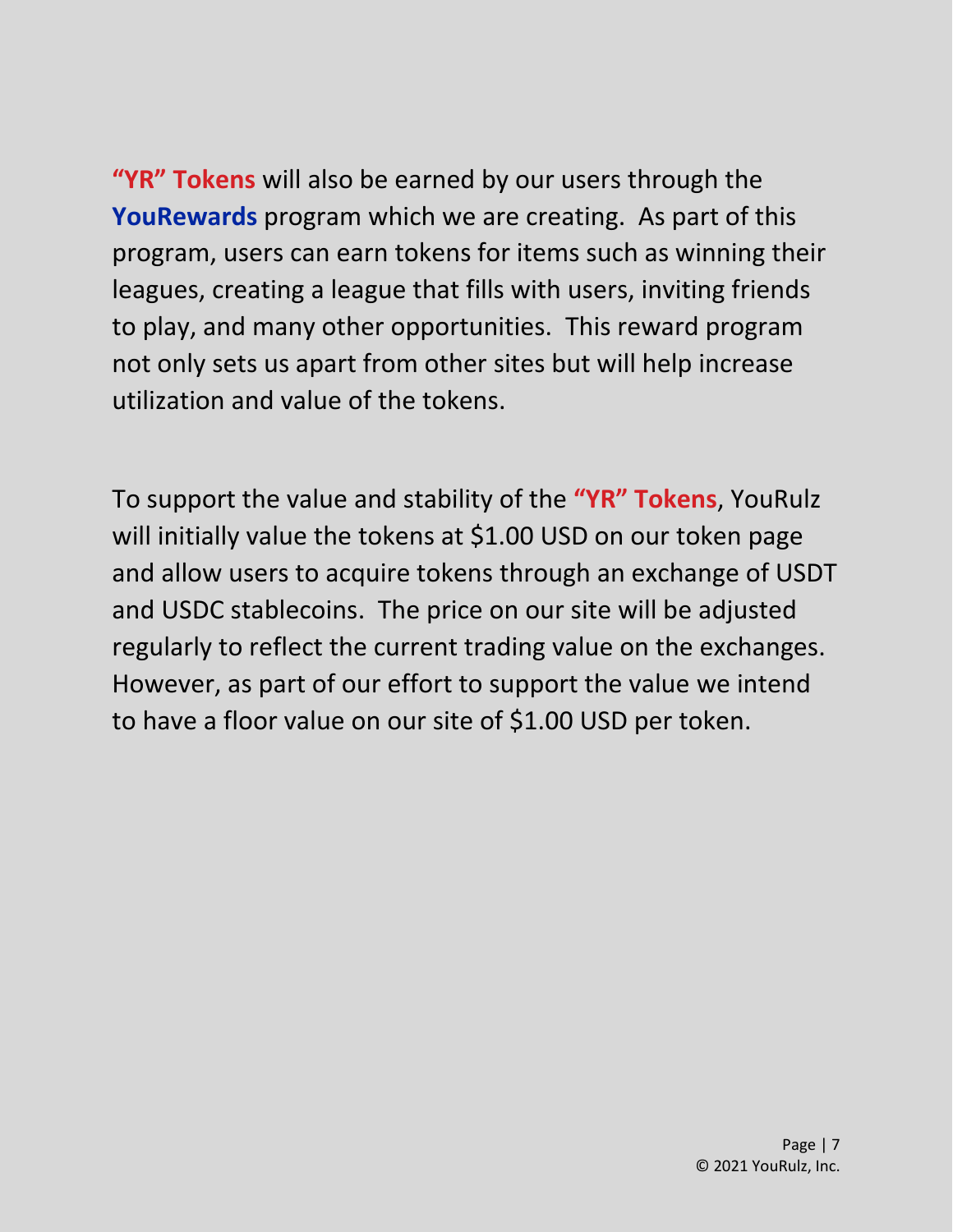**"YR" Tokens** will also be earned by our users through the **YouRewards** program which we are creating. As part of this program, users can earn tokens for items such as winning their leagues, creating a league that fills with users, inviting friends to play, and many other opportunities. This reward program not only sets us apart from other sites but will help increase utilization and value of the tokens.

To support the value and stability of the **"YR" Tokens**, YouRulz will initially value the tokens at $1.00 USD on our token page and allow users to acquire tokens through an exchange of USDT and USDC stablecoins. The price on our site will be adjusted regularly to reflect the current trading value on the exchanges. However, as part of our effort to support the value we intend to have a floor value on our site of $1.00 USD per token.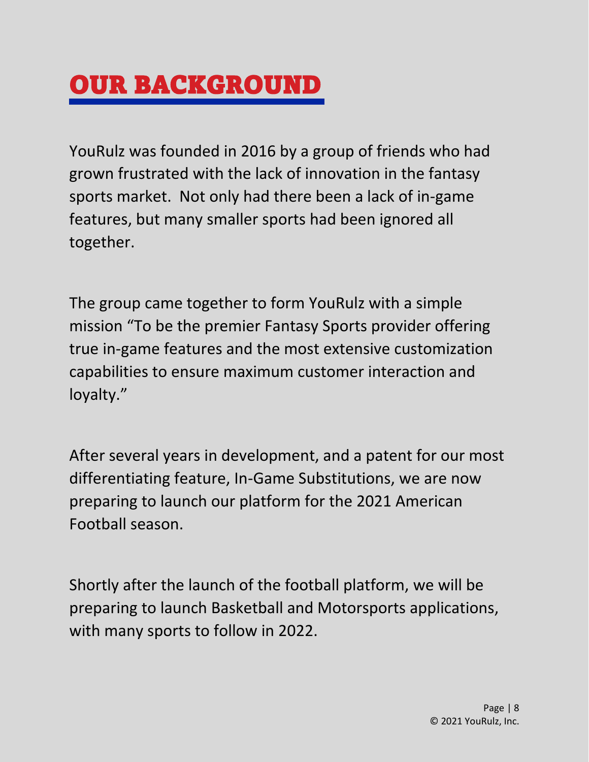# OUR BACKGROUND

YouRulz was founded in 2016 by a group of friends who had grown frustrated with the lack of innovation in the fantasy sports market.  Not only had there been a lack of in-game features, but many smaller sports had been ignored all together.

The group came together to form YouRulz with a simple mission "To be the premier Fantasy Sports provider offering true in-game features and the most extensive customization capabilities to ensure maximum customer interaction and loyalty."

After several years in development, and a patent for our most differentiating feature, In-Game Substitutions, we are now preparing to launch our platform for the 2021 American Football season.

Shortly after the launch of the football platform, we will be preparing to launch Basketball and Motorsports applications, with many sports to follow in 2022.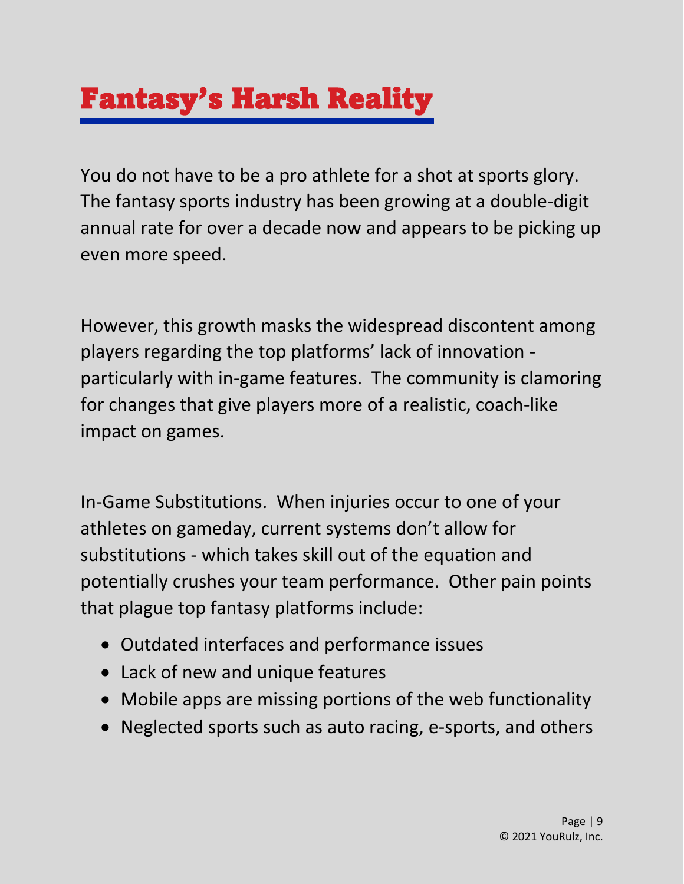# Fantasy's Harsh Reality

You do not have to be a pro athlete for a shot at sports glory. The fantasy sports industry has been growing at a double-digit annual rate for over a decade now and appears to be picking up even more speed.

However, this growth masks the widespread discontent among players regarding the top platforms' lack of innovation - particularly with in-game features. The community is clamoring for changes that give players more of a realistic, coach-like impact on games.

In-Game Substitutions. When injuries occur to one of your athletes on gameday, current systems don't allow for substitutions - which takes skill out of the equation and potentially crushes your team performance. Other pain points that plague top fantasy platforms include:

- Outdated interfaces and performance issues
- Lack of new and unique features
- Mobile apps are missing portions of the web functionality
- Neglected sports such as auto racing, e-sports, and others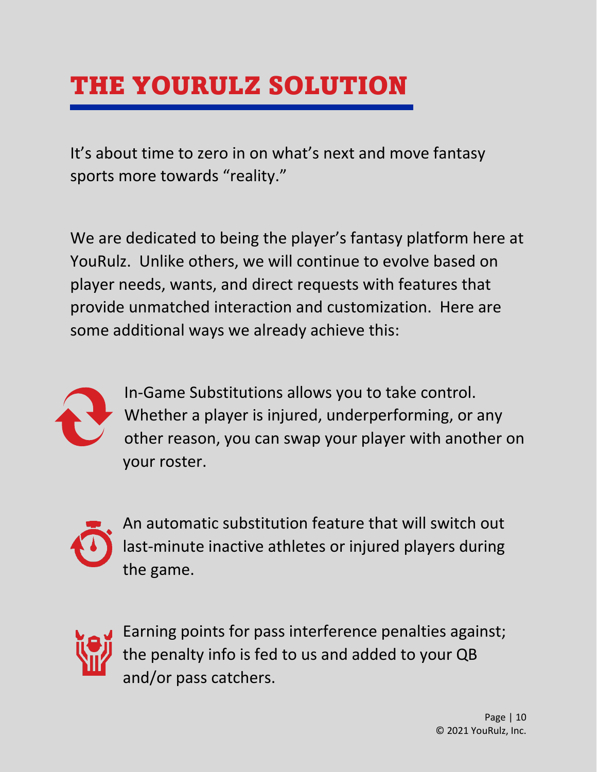# THE YOURULZ SOLUTION

It’s about time to zero in on what’s next and move fantasy sports more towards “reality.”

We are dedicated to being the player’s fantasy platform here at YouRulz. Unlike others, we will continue to evolve based on player needs, wants, and direct requests with features that provide unmatched interaction and customization. Here are some additional ways we already achieve this:

- In-Game Substitutions allows you to take control. Whether a player is injured, underperforming, or any other reason, you can swap your player with another on your roster.

- An automatic substitution feature that will switch out last-minute inactive athletes or injured players during the game.

- Earning points for pass interference penalties against; the penalty info is fed to us and added to your QB and/or pass catchers.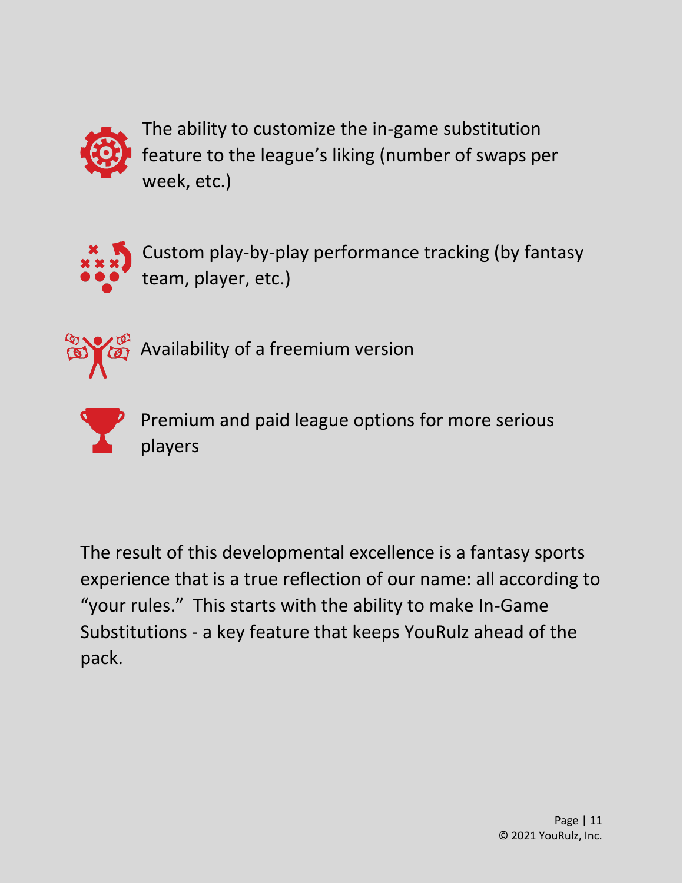- The ability to customize the in-game substitution feature to the league's liking (number of swaps per week, etc.)
- Custom play-by-play performance tracking (by fantasy team, player, etc.)
- Availability of a freemium version
- Premium and paid league options for more serious players

The result of this developmental excellence is a fantasy sports experience that is a true reflection of our name: all according to "your rules." This starts with the ability to make In-Game Substitutions - a key feature that keeps YouRulz ahead of the pack.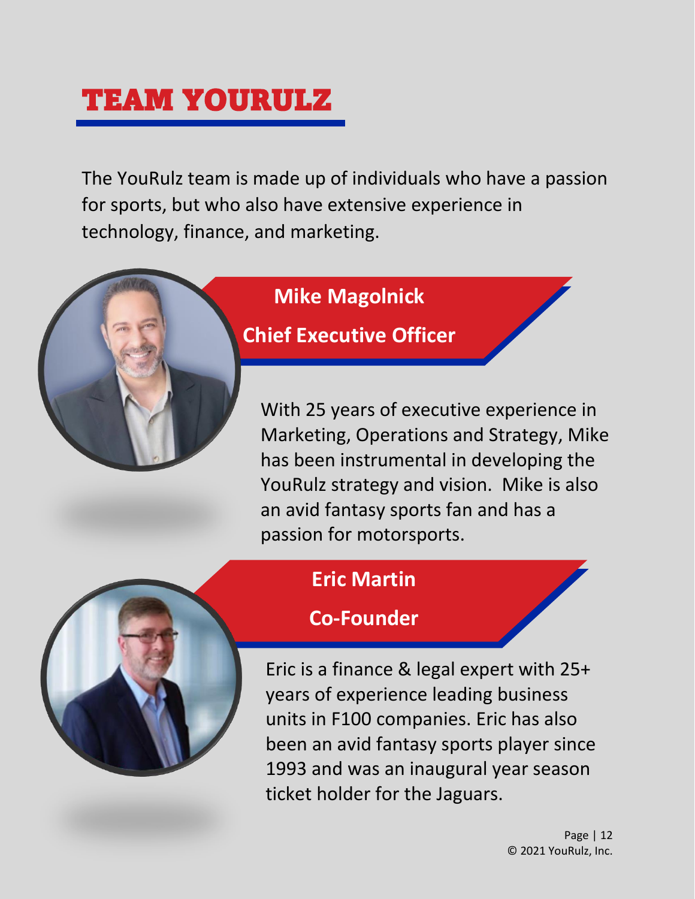# TEAM YOURULZ

The YouRulz team is made up of individuals who have a passion for sports, but who also have extensive experience in technology, finance, and marketing.

## Mike Magolnick

### Chief Executive Officer

With 25 years of executive experience in Marketing, Operations and Strategy, Mike has been instrumental in developing the YouRulz strategy and vision. Mike is also an avid fantasy sports fan and has a passion for motorsports.

## Eric Martin

### Co-Founder

Eric is a finance & legal expert with 25+ years of experience leading business units in F100 companies. Eric has also been an avid fantasy sports player since 1993 and was an inaugural year season ticket holder for the Jaguars.

© 2021 YouRulz, Inc.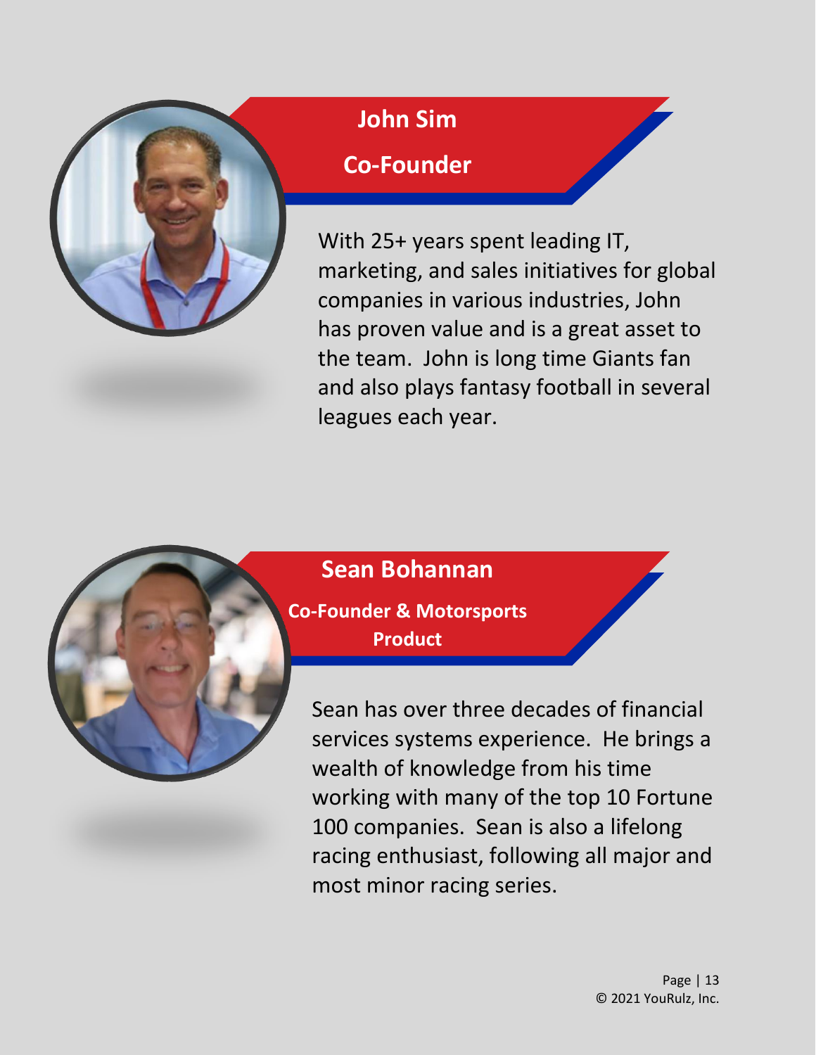## John Sim

### Co-Founder

With 25+ years spent leading IT, marketing, and sales initiatives for global companies in various industries, John has proven value and is a great asset to the team. John is long time Giants fan and also plays fantasy football in several leagues each year.

## Sean Bohannan

### Co-Founder & Motorsports Product

Sean has over three decades of financial services systems experience. He brings a wealth of knowledge from his time working with many of the top 10 Fortune 100 companies. Sean is also a lifelong racing enthusiast, following all major and most minor racing series.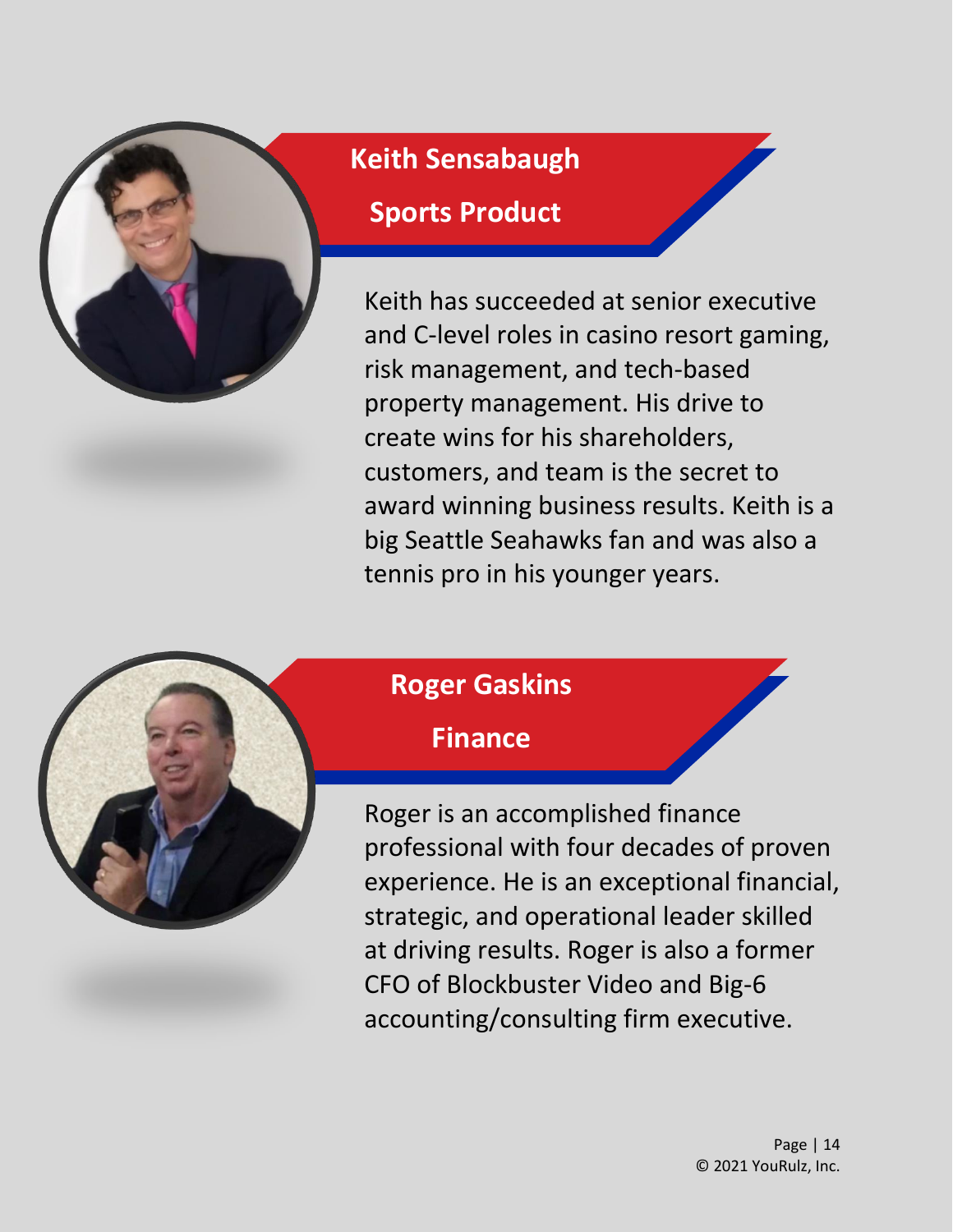## Keith Sensabaugh

### Sports Product

Keith has succeeded at senior executive and C-level roles in casino resort gaming, risk management, and tech-based property management. His drive to create wins for his shareholders, customers, and team is the secret to award winning business results. Keith is a big Seattle Seahawks fan and was also a tennis pro in his younger years.

## Roger Gaskins

### Finance

Roger is an accomplished finance professional with four decades of proven experience. He is an exceptional financial, strategic, and operational leader skilled at driving results. Roger is also a former CFO of Blockbuster Video and Big-6 accounting/consulting firm executive.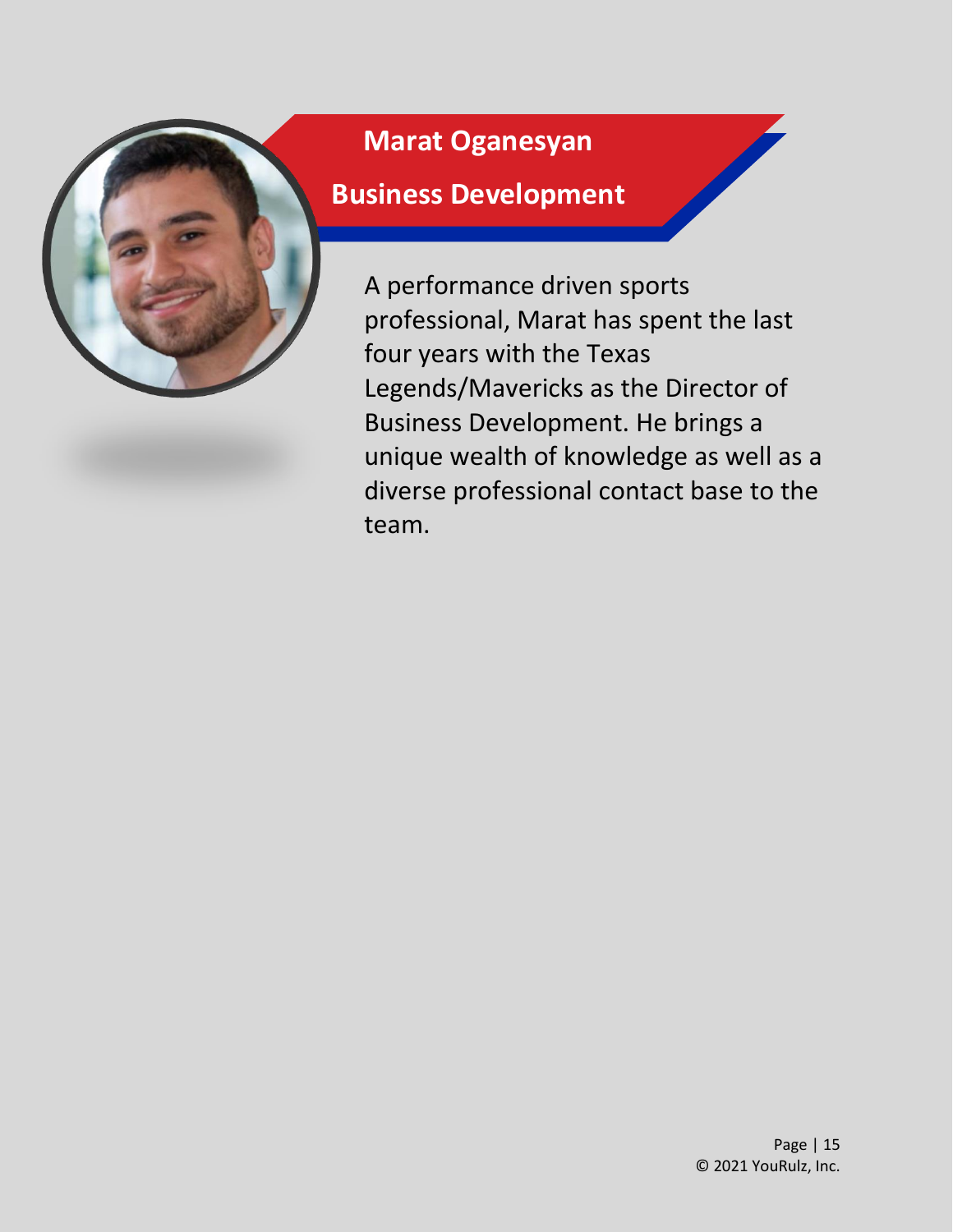## Marat Oganesyan

### Business Development

A performance driven sports professional, Marat has spent the last four years with the Texas Legends/Mavericks as the Director of Business Development. He brings a unique wealth of knowledge as well as a diverse professional contact base to the team.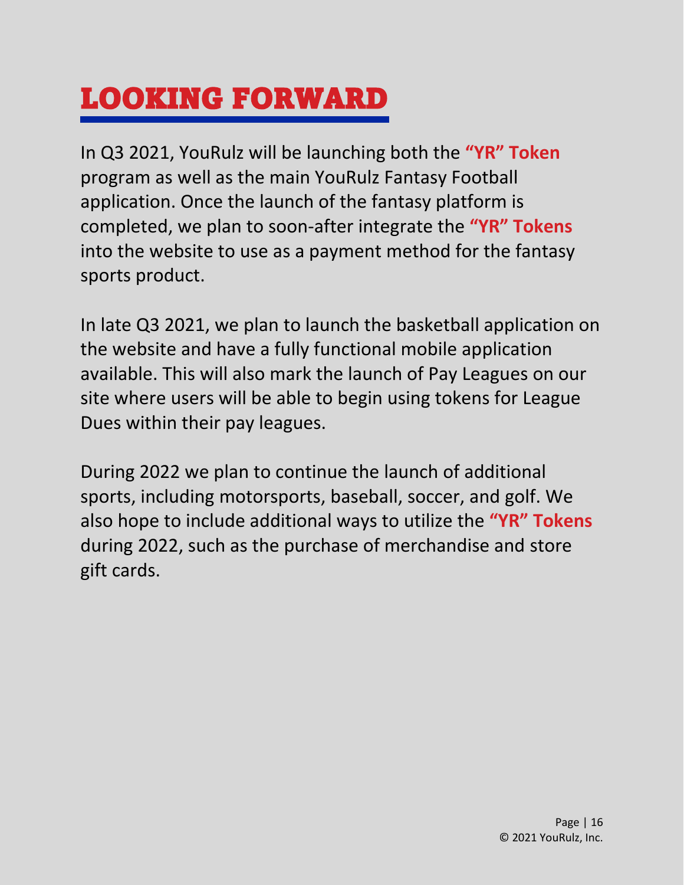# LOOKING FORWARD

In Q3 2021, YouRulz will be launching both the **"YR" Token** program as well as the main YouRulz Fantasy Football application. Once the launch of the fantasy platform is completed, we plan to soon-after integrate the **"YR" Tokens** into the website to use as a payment method for the fantasy sports product.

In late Q3 2021, we plan to launch the basketball application on the website and have a fully functional mobile application available. This will also mark the launch of Pay Leagues on our site where users will be able to begin using tokens for League Dues within their pay leagues.

During 2022 we plan to continue the launch of additional sports, including motorsports, baseball, soccer, and golf. We also hope to include additional ways to utilize the **"YR" Tokens** during 2022, such as the purchase of merchandise and store gift cards.

© 2021 YouRulz, Inc.